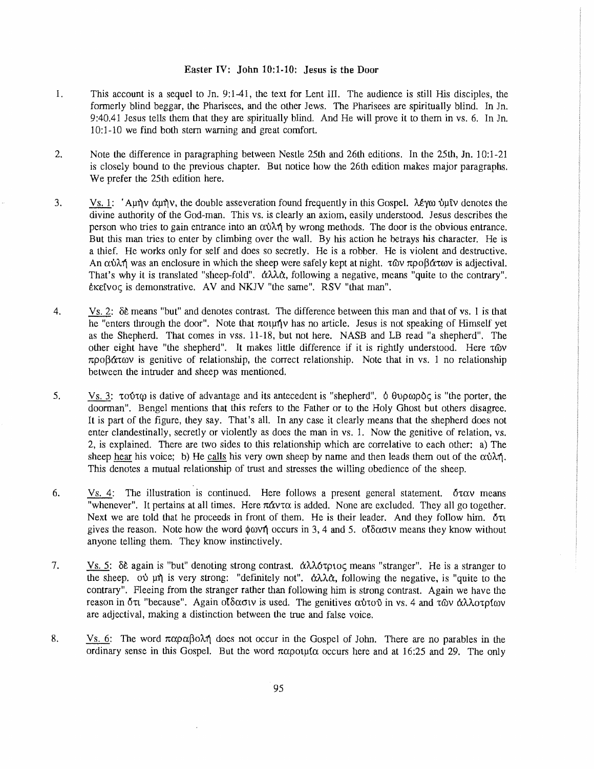**Easter IV: John 10:1-10: Jesus is the Door**

1. This account is a sequel to Jn. 9:1-41, the text for Lent III. The audience is still His disciples, the formerly blind beggar, the Pharisees, and the other Jews. The Pharisees are spiritually blind. In Jn. 9:40.41 Jesus tells them that they are spiritually blind. And He will prove it to them in vs. 6. In Jn. 10:1-10 we find both stern warning and great comfort.

2. Note the difference in paragraphing between Nestle 25th and 26th editions. In the 25th, Jn. 10:1-21 is closely bound to the previous chapter. But notice how the 26th edition makes major paragraphs. We prefer the 25th edition here.

3. Vs. 1: Ἀμὴν ἀμὴν, the double asseveration found frequently in this Gospel. λέγω ὑμῖν denotes the divine authority of the God-man. This vs. is clearly an axiom, easily understood. Jesus describes the person who tries to gain entrance into an αὐλή by wrong methods. The door is the obvious entrance. But this man tries to enter by climbing over the wall. By his action he betrays his character. He is a thief. He works only for self and does so secretly. He is a robber. He is violent and destructive. An αὐλή was an enclosure in which the sheep were safely kept at night. τῶν προβάτων is adjectival. That's why it is translated "sheep-fold". ἀλλά, following a negative, means "quite to the contrary". ἐκεῖνος is demonstrative. AV and NKJV "the same". RSV "that man".

4. Vs. 2: δὲ means "but" and denotes contrast. The difference between this man and that of vs. 1 is that he "enters through the door". Note that ποιμήν has no article. Jesus is not speaking of Himself yet as the Shepherd. That comes in vss. 11-18, but not here. NASB and LB read "a shepherd". The other eight have "the shepherd". It makes little difference if it is rightly understood. Here τῶν προβάτων is genitive of relationship, the correct relationship. Note that in vs. 1 no relationship between the intruder and sheep was mentioned.

5. Vs. 3: τούτῳ is dative of advantage and its antecedent is "shepherd". ὁ θυρωρὸς is "the porter, the doorman". Bengel mentions that this refers to the Father or to the Holy Ghost but others disagree. It is part of the figure, they say. That's all. In any case it clearly means that the shepherd does not enter clandestinally, secretly or violently as does the man in vs. 1. Now the genitive of relation, vs. 2, is explained. There are two sides to this relationship which are correlative to each other: a) The sheep hear his voice; b) He calls his very own sheep by name and then leads them out of the αὐλή. This denotes a mutual relationship of trust and stresses the willing obedience of the sheep.

6. Vs. 4: The illustration is continued. Here follows a present general statement. ὅταν means "whenever". It pertains at all times. Here πάντα is added. None are excluded. They all go together. Next we are told that he proceeds in front of them. He is their leader. And they follow him. ὅτι gives the reason. Note how the word φωνή occurs in 3, 4 and 5. οἴδασιν means they know without anyone telling them. They know instinctively.

7. Vs. 5: δὲ again is "but" denoting strong contrast. ἀλλότριος means "stranger". He is a stranger to the sheep. οὐ μή is very strong: "definitely not". ἀλλά, following the negative, is "quite to the contrary". Fleeing from the stranger rather than following him is strong contrast. Again we have the reason in ὅτι "because". Again οἴδασιν is used. The genitives αὐτοῦ in vs. 4 and τῶν ἀλλοτρίων are adjectival, making a distinction between the true and false voice.

8. Vs. 6: The word παραβολή does not occur in the Gospel of John. There are no parables in the ordinary sense in this Gospel. But the word παροιμία occurs here and at 16:25 and 29. The only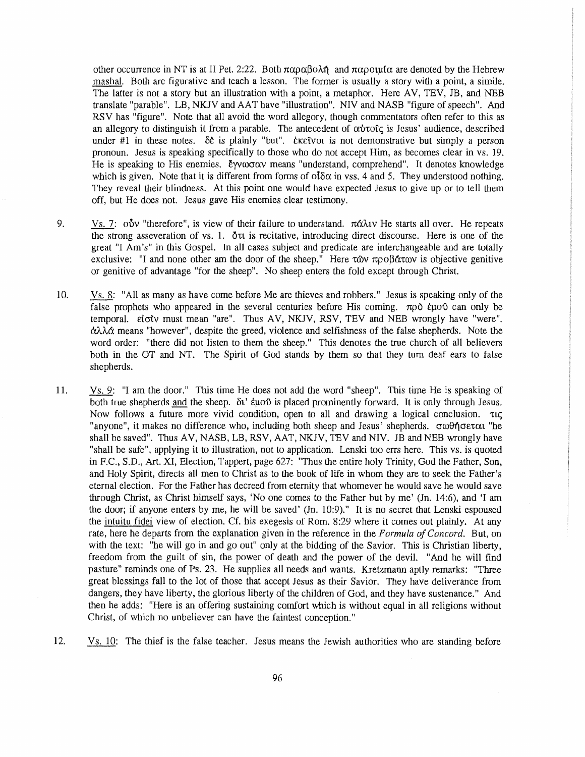other occurrence in NT is at II Pet. 2:22. Both παραβολή and παροιμία are denoted by the Hebrew mashal. Both are figurative and teach a lesson. The former is usually a story with a point, a simile. The latter is not a story but an illustration with a point, a metaphor. Here AV, TEV, JB, and NEB translate "parable". LB, NKJV and AAT have "illustration". NIV and NASB "figure of speech". And RSV has "figure". Note that all avoid the word allegory, though commentators often refer to this as an allegory to distinguish it from a parable. The antecedent of αὐτοῖς is Jesus' audience, described under #1 in these notes. δὲ is plainly "but". ἐκεῖνοι is not demonstrative but simply a person pronoun. Jesus is speaking specifically to those who do not accept Him, as becomes clear in vs. 19. He is speaking to His enemies. ἔγνωσαν means "understand, comprehend". It denotes knowledge which is given. Note that it is different from forms of οἶδα in vss. 4 and 5. They understood nothing. They reveal their blindness. At this point one would have expected Jesus to give up or to tell them off, but He does not. Jesus gave His enemies clear testimony.

9. Vs. 7: οὖν "therefore", is view of their failure to understand. πάλιν He starts all over. He repeats the strong asseveration of vs. 1. ὅτι is recitative, introducing direct discourse. Here is one of the great "I Am's" in this Gospel. In all cases subject and predicate are interchangeable and are totally exclusive: "I and none other am the door of the sheep." Here τῶν προβάτων is objective genitive or genitive of advantage "for the sheep". No sheep enters the fold except through Christ.

10. Vs. 8: "All as many as have come before Me are thieves and robbers." Jesus is speaking only of the false prophets who appeared in the several centuries before His coming. πρὸ ἐμοῦ can only be temporal. εἰσὶν must mean "are". Thus AV, NKJV, RSV, TEV and NEB wrongly have "were". ἀλλά means "however", despite the greed, violence and selfishness of the false shepherds. Note the word order: "there did not listen to them the sheep." This denotes the true church of all believers both in the OT and NT. The Spirit of God stands by them so that they turn deaf ears to false shepherds.

11. Vs. 9: "I am the door." This time He does not add the word "sheep". This time He is speaking of both true shepherds and the sheep. δι' ἐμοῦ is placed prominently forward. It is only through Jesus. Now follows a future more vivid condition, open to all and drawing a logical conclusion. τις "anyone", it makes no difference who, including both sheep and Jesus' shepherds. σωθήσεται "he shall be saved". Thus AV, NASB, LB, RSV, AAT, NKJV, TEV and NIV. JB and NEB wrongly have "shall be safe", applying it to illustration, not to application. Lenski too errs here. This vs. is quoted in F.C., S.D., Art. XI, Election, Tappert, page 627: "Thus the entire holy Trinity, God the Father, Son, and Holy Spirit, directs all men to Christ as to the book of life in whom they are to seek the Father's eternal election. For the Father has decreed from eternity that whomever he would save he would save through Christ, as Christ himself says, 'No one comes to the Father but by me' (Jn. 14:6), and 'I am the door; if anyone enters by me, he will be saved' (Jn. 10:9)." It is no secret that Lenski espoused the intuitu fidei view of election. Cf. his exegesis of Rom. 8:29 where it comes out plainly. At any rate, here he departs from the explanation given in the reference in the *Formula of Concord*. But, on with the text: "he will go in and go out" only at the bidding of the Savior. This is Christian liberty, freedom from the guilt of sin, the power of death and the power of the devil. "And he will find pasture" reminds one of Ps. 23. He supplies all needs and wants. Kretzmann aptly remarks: "Three great blessings fall to the lot of those that accept Jesus as their Savior. They have deliverance from dangers, they have liberty, the glorious liberty of the children of God, and they have sustenance." And then he adds: "Here is an offering sustaining comfort which is without equal in all religions without Christ, of which no unbeliever can have the faintest conception."

12. Vs. 10: The thief is the false teacher. Jesus means the Jewish authorities who are standing before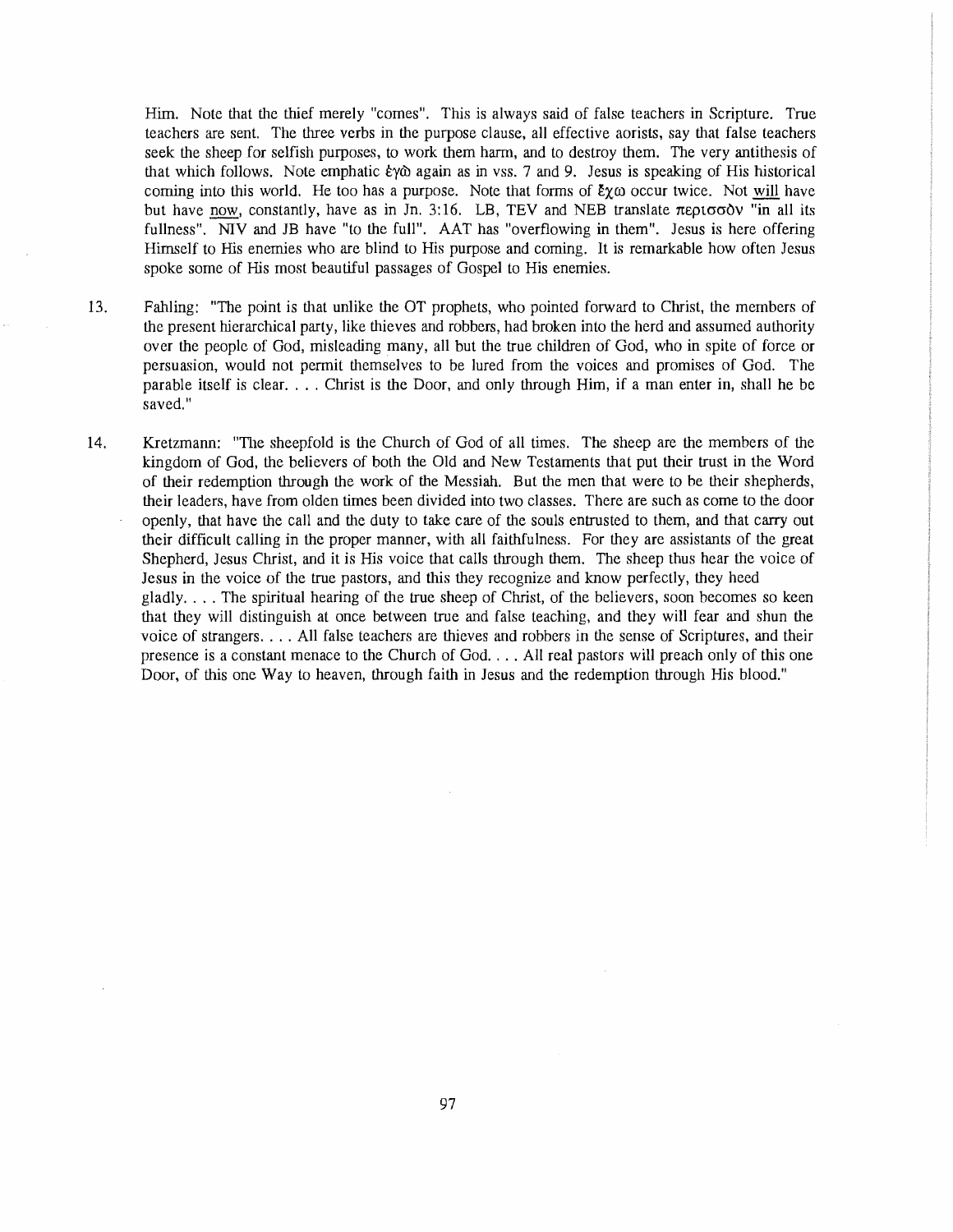Him. Note that the thief merely "comes". This is always said of false teachers in Scripture. True teachers are sent. The three verbs in the purpose clause, all effective aorists, say that false teachers seek the sheep for selfish purposes, to work them harm, and to destroy them. The very antithesis of that which follows. Note emphatic ἐγὼ again as in vss. 7 and 9. Jesus is speaking of His historical coming into this world. He too has a purpose. Note that forms of ἔχω occur twice. Not <u>will</u> have but have <u>now</u>, constantly, have as in Jn. 3:16. LB, TEV and NEB translate περισσὸν "in all its fullness". NIV and JB have "to the full". AAT has "overflowing in them". Jesus is here offering Himself to His enemies who are blind to His purpose and coming. It is remarkable how often Jesus spoke some of His most beautiful passages of Gospel to His enemies.

13. Fahling: "The point is that unlike the OT prophets, who pointed forward to Christ, the members of the present hierarchical party, like thieves and robbers, had broken into the herd and assumed authority over the people of God, misleading many, all but the true children of God, who in spite of force or persuasion, would not permit themselves to be lured from the voices and promises of God. The parable itself is clear. . . . Christ is the Door, and only through Him, if a man enter in, shall he be saved."

14. Kretzmann: "The sheepfold is the Church of God of all times. The sheep are the members of the kingdom of God, the believers of both the Old and New Testaments that put their trust in the Word of their redemption through the work of the Messiah. But the men that were to be their shepherds, their leaders, have from olden times been divided into two classes. There are such as come to the door openly, that have the call and the duty to take care of the souls entrusted to them, and that carry out their difficult calling in the proper manner, with all faithfulness. For they are assistants of the great Shepherd, Jesus Christ, and it is His voice that calls through them. The sheep thus hear the voice of Jesus in the voice of the true pastors, and this they recognize and know perfectly, they heed gladly. . . . The spiritual hearing of the true sheep of Christ, of the believers, soon becomes so keen that they will distinguish at once between true and false teaching, and they will fear and shun the voice of strangers. . . . All false teachers are thieves and robbers in the sense of Scriptures, and their presence is a constant menace to the Church of God. . . . All real pastors will preach only of this one Door, of this one Way to heaven, through faith in Jesus and the redemption through His blood."